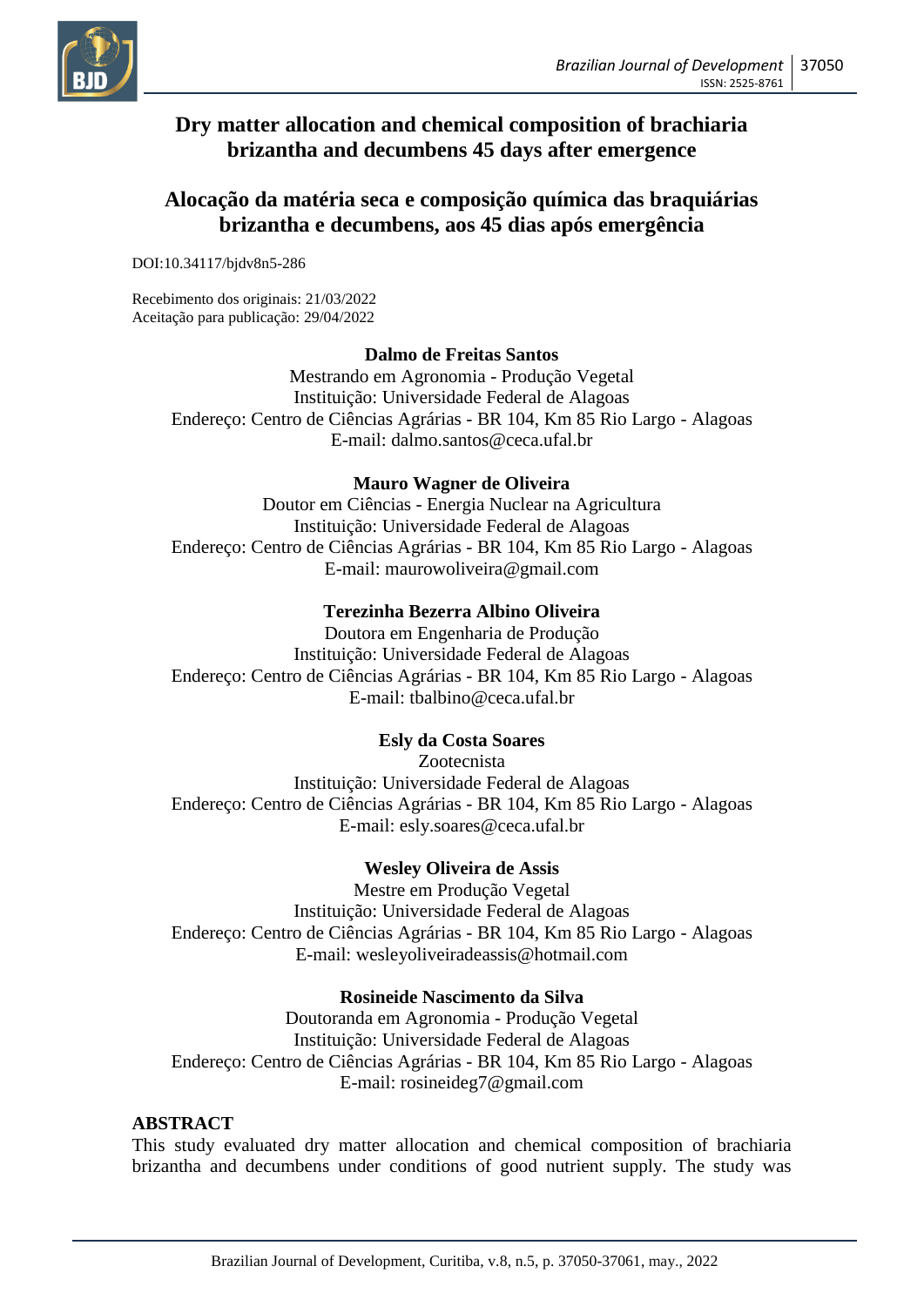# Dry matter allocation and chemical composition of brachiaria brizantha and decumbens 45 days after emergence

# Alocação da matéria seca e composição química das braquiárias brizantha e decumbens, aos 45 dias após emergência

DOI:10.34117/bjdv8n5-286

Recebimento dos originais: 21/03/2022
Aceitação para publicação: 29/04/2022

**Dalmo de Freitas Santos**
Mestrando em Agronomia - Produção Vegetal
Instituição: Universidade Federal de Alagoas
Endereço: Centro de Ciências Agrárias - BR 104, Km 85 Rio Largo - Alagoas
E-mail: dalmo.santos@ceca.ufal.br

**Mauro Wagner de Oliveira**
Doutor em Ciências - Energia Nuclear na Agricultura
Instituição: Universidade Federal de Alagoas
Endereço: Centro de Ciências Agrárias - BR 104, Km 85 Rio Largo - Alagoas
E-mail: maurowoliveira@gmail.com

**Terezinha Bezerra Albino Oliveira**
Doutora em Engenharia de Produção
Instituição: Universidade Federal de Alagoas
Endereço: Centro de Ciências Agrárias - BR 104, Km 85 Rio Largo - Alagoas
E-mail: tbalbino@ceca.ufal.br

**Esly da Costa Soares**
Zootecnista
Instituição: Universidade Federal de Alagoas
Endereço: Centro de Ciências Agrárias - BR 104, Km 85 Rio Largo - Alagoas
E-mail: esly.soares@ceca.ufal.br

**Wesley Oliveira de Assis**
Mestre em Produção Vegetal
Instituição: Universidade Federal de Alagoas
Endereço: Centro de Ciências Agrárias - BR 104, Km 85 Rio Largo - Alagoas
E-mail: wesleyoliveiradeassis@hotmail.com

**Rosineide Nascimento da Silva**
Doutoranda em Agronomia - Produção Vegetal
Instituição: Universidade Federal de Alagoas
Endereço: Centro de Ciências Agrárias - BR 104, Km 85 Rio Largo - Alagoas
E-mail: rosineideg7@gmail.com

## ABSTRACT

This study evaluated dry matter allocation and chemical composition of brachiaria brizantha and decumbens under conditions of good nutrient supply. The study was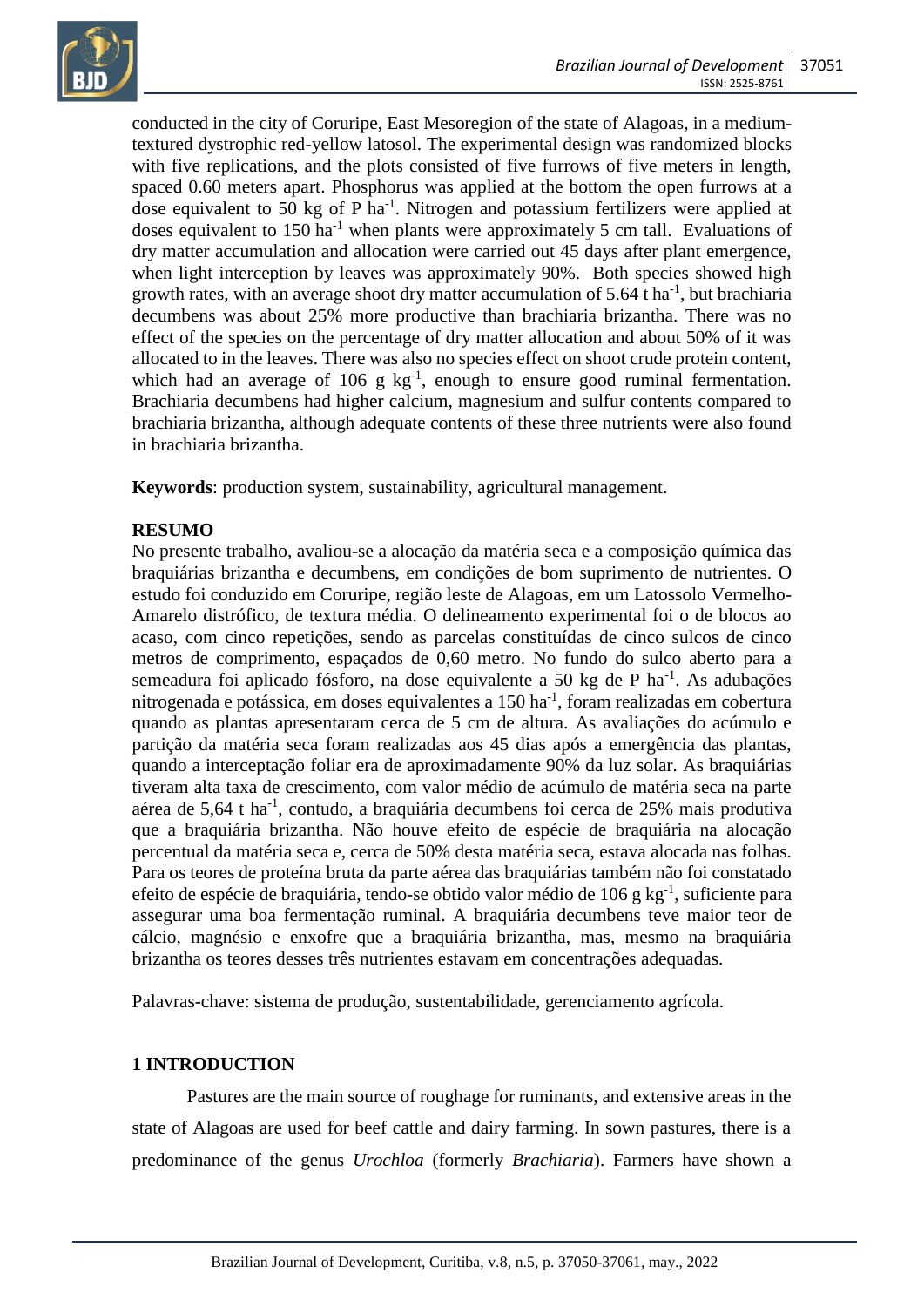conducted in the city of Coruripe, East Mesoregion of the state of Alagoas, in a medium-textured dystrophic red-yellow latosol. The experimental design was randomized blocks with five replications, and the plots consisted of five furrows of five meters in length, spaced 0.60 meters apart. Phosphorus was applied at the bottom the open furrows at a dose equivalent to 50 kg of P $ha^{-1}$. Nitrogen and potassium fertilizers were applied at doses equivalent to 150 $ha^{-1}$ when plants were approximately 5 cm tall. Evaluations of dry matter accumulation and allocation were carried out 45 days after plant emergence, when light interception by leaves was approximately 90%. Both species showed high growth rates, with an average shoot dry matter accumulation of 5.64 t $ha^{-1}$, but brachiaria decumbens was about 25% more productive than brachiaria brizantha. There was no effect of the species on the percentage of dry matter allocation and about 50% of it was allocated to in the leaves. There was also no species effect on shoot crude protein content, which had an average of 106 g $kg^{-1}$, enough to ensure good ruminal fermentation. Brachiaria decumbens had higher calcium, magnesium and sulfur contents compared to brachiaria brizantha, although adequate contents of these three nutrients were also found in brachiaria brizantha.

**Keywords**: production system, sustainability, agricultural management.

**RESUMO**

No presente trabalho, avaliou-se a alocação da matéria seca e a composição química das braquiárias brizantha e decumbens, em condições de bom suprimento de nutrientes. O estudo foi conduzido em Coruripe, região leste de Alagoas, em um Latossolo Vermelho-Amarelo distrófico, de textura média. O delineamento experimental foi o de blocos ao acaso, com cinco repetições, sendo as parcelas constituídas de cinco sulcos de cinco metros de comprimento, espaçados de 0,60 metro. No fundo do sulco aberto para a semeadura foi aplicado fósforo, na dose equivalente a 50 kg de P $ha^{-1}$. As adubações nitrogenada e potássica, em doses equivalentes a 150 $ha^{-1}$, foram realizadas em cobertura quando as plantas apresentaram cerca de 5 cm de altura. As avaliações do acúmulo e partição da matéria seca foram realizadas aos 45 dias após a emergência das plantas, quando a interceptação foliar era de aproximadamente 90% da luz solar. As braquiárias tiveram alta taxa de crescimento, com valor médio de acúmulo de matéria seca na parte aérea de 5,64 t $ha^{-1}$, contudo, a braquiária decumbens foi cerca de 25% mais produtiva que a braquiária brizantha. Não houve efeito de espécie de braquiária na alocação percentual da matéria seca e, cerca de 50% desta matéria seca, estava alocada nas folhas. Para os teores de proteína bruta da parte aérea das braquiárias também não foi constatado efeito de espécie de braquiária, tendo-se obtido valor médio de 106 g $kg^{-1}$, suficiente para assegurar uma boa fermentação ruminal. A braquiária decumbens teve maior teor de cálcio, magnésio e enxofre que a braquiária brizantha, mas, mesmo na braquiária brizantha os teores desses três nutrientes estavam em concentrações adequadas.

Palavras-chave: sistema de produção, sustentabilidade, gerenciamento agrícola.

## 1 INTRODUCTION

Pastures are the main source of roughage for ruminants, and extensive areas in the state of Alagoas are used for beef cattle and dairy farming. In sown pastures, there is a predominance of the genus *Urochloa* (formerly *Brachiaria*). Farmers have shown a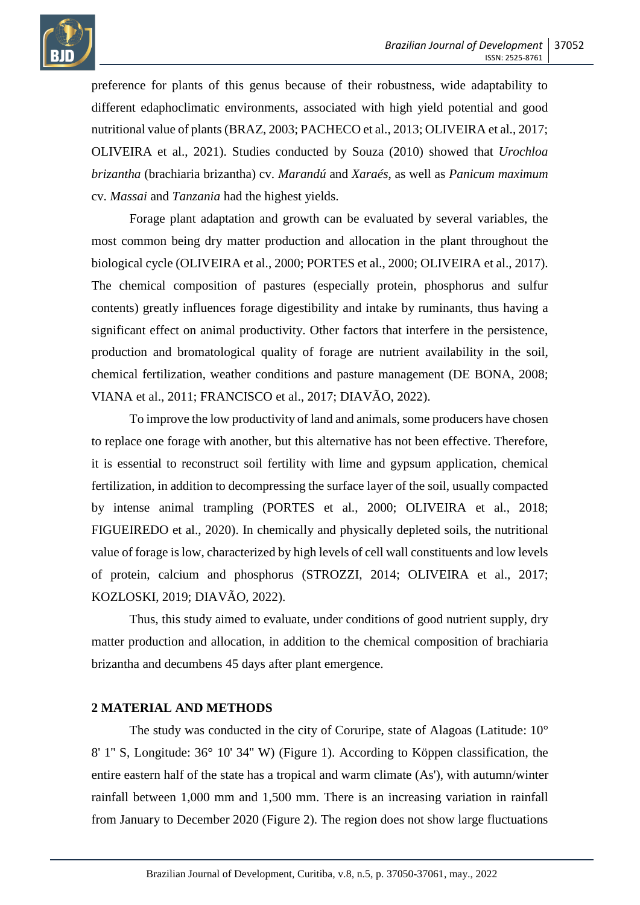preference for plants of this genus because of their robustness, wide adaptability to different edaphoclimatic environments, associated with high yield potential and good nutritional value of plants (BRAZ, 2003; PACHECO et al., 2013; OLIVEIRA et al., 2017; OLIVEIRA et al., 2021). Studies conducted by Souza (2010) showed that *Urochloa brizantha* (brachiaria brizantha) cv. *Marandú* and *Xaraés*, as well as *Panicum maximum* cv. *Massai* and *Tanzania* had the highest yields.

Forage plant adaptation and growth can be evaluated by several variables, the most common being dry matter production and allocation in the plant throughout the biological cycle (OLIVEIRA et al., 2000; PORTES et al., 2000; OLIVEIRA et al., 2017). The chemical composition of pastures (especially protein, phosphorus and sulfur contents) greatly influences forage digestibility and intake by ruminants, thus having a significant effect on animal productivity. Other factors that interfere in the persistence, production and bromatological quality of forage are nutrient availability in the soil, chemical fertilization, weather conditions and pasture management (DE BONA, 2008; VIANA et al., 2011; FRANCISCO et al., 2017; DIAVÃO, 2022).

To improve the low productivity of land and animals, some producers have chosen to replace one forage with another, but this alternative has not been effective. Therefore, it is essential to reconstruct soil fertility with lime and gypsum application, chemical fertilization, in addition to decompressing the surface layer of the soil, usually compacted by intense animal trampling (PORTES et al., 2000; OLIVEIRA et al., 2018; FIGUEIREDO et al., 2020). In chemically and physically depleted soils, the nutritional value of forage is low, characterized by high levels of cell wall constituents and low levels of protein, calcium and phosphorus (STROZZI, 2014; OLIVEIRA et al., 2017; KOZLOSKI, 2019; DIAVÃO, 2022).

Thus, this study aimed to evaluate, under conditions of good nutrient supply, dry matter production and allocation, in addition to the chemical composition of brachiaria brizantha and decumbens 45 days after plant emergence.

## 2 MATERIAL AND METHODS

The study was conducted in the city of Coruripe, state of Alagoas (Latitude: 10° 8' 1" S, Longitude: 36° 10' 34" W) (Figure 1). According to Köppen classification, the entire eastern half of the state has a tropical and warm climate (As'), with autumn/winter rainfall between 1,000 mm and 1,500 mm. There is an increasing variation in rainfall from January to December 2020 (Figure 2). The region does not show large fluctuations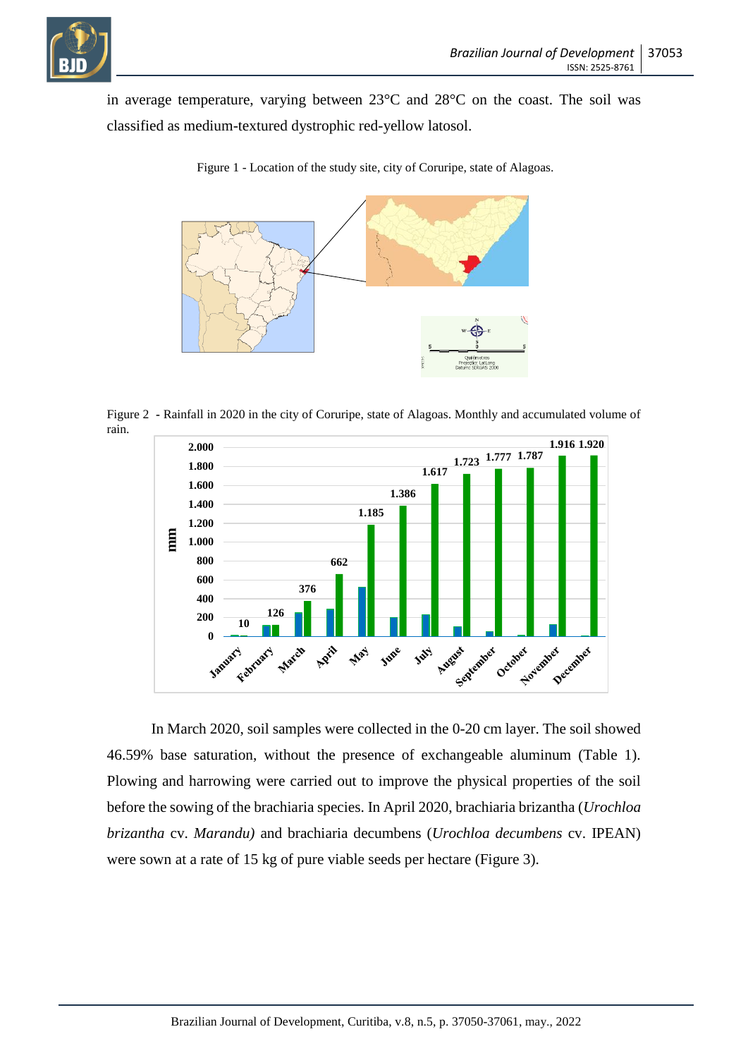in average temperature, varying between 23°C and 28°C on the coast. The soil was classified as medium-textured dystrophic red-yellow latosol.

Figure 1 - Location of the study site, city of Coruripe, state of Alagoas.

Figure 2 - Rainfall in 2020 in the city of Coruripe, state of Alagoas. Monthly and accumulated volume of rain.

In March 2020, soil samples were collected in the 0-20 cm layer. The soil showed 46.59% base saturation, without the presence of exchangeable aluminum (Table 1). Plowing and harrowing were carried out to improve the physical properties of the soil before the sowing of the brachiaria species. In April 2020, brachiaria brizantha (*Urochloa brizantha* cv. *Marandu)* and brachiaria decumbens (*Urochloa decumbens* cv. IPEAN) were sown at a rate of 15 kg of pure viable seeds per hectare (Figure 3).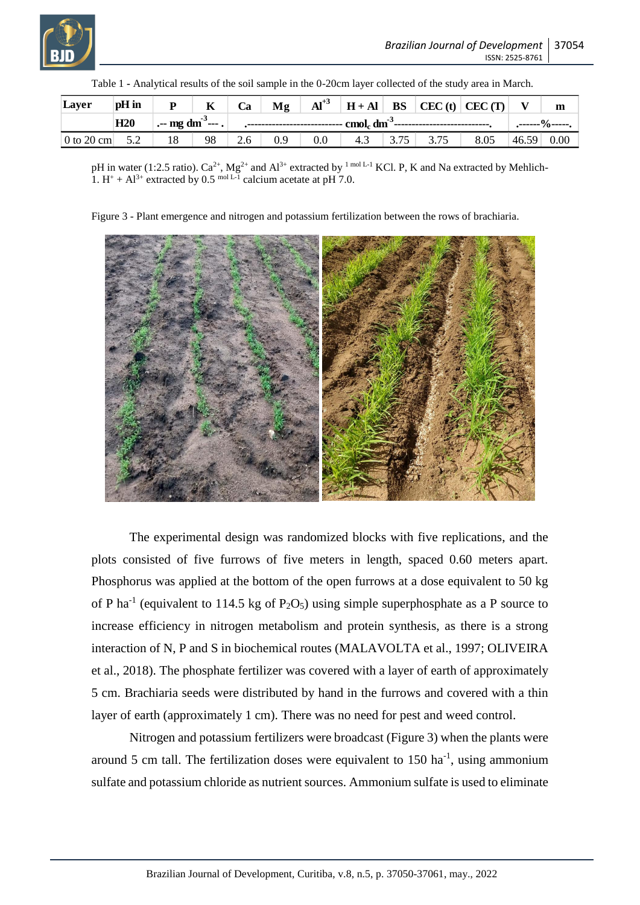Table 1 - Analytical results of the soil sample in the 0-20cm layer collected of the study area in March.

| Layer | pH in H20 | P | K | Ca | Mg | $Al^{+3}$ | H + Al | BS | CEC (t) | CEC (T) | V | m |
|---|---|---|---|---|---|---|---|---|---|---|---|---|
| | | -- mg $dm^{-3}$ --- | | ------------------------- $cmol_c\ dm^{-3}$ ------------------------- | | | | | | | ------%----- | |
| 0 to 20 cm | 5.2 | 18 | 98 | 2.6 | 0.9 | 0.0 | 4.3 | 3.75 | 3.75 | 8.05 | 46.59 | 0.00 |

pH in water (1:2.5 ratio). $Ca^{2+}$, $Mg^{2+}$ and $Al^{3+}$ extracted by $^{1\ mol\ L-1}$ KCl. P, K and Na extracted by Mehlich-1. $H^+$ + $Al^{3+}$ extracted by 0.5 $^{mol\ L-1}$ calcium acetate at pH 7.0.

Figure 3 - Plant emergence and nitrogen and potassium fertilization between the rows of brachiaria.

The experimental design was randomized blocks with five replications, and the plots consisted of five furrows of five meters in length, spaced 0.60 meters apart. Phosphorus was applied at the bottom of the open furrows at a dose equivalent to 50 kg of P $ha^{-1}$ (equivalent to 114.5 kg of $P_2O_5$) using simple superphosphate as a P source to increase efficiency in nitrogen metabolism and protein synthesis, as there is a strong interaction of N, P and S in biochemical routes (MALAVOLTA et al., 1997; OLIVEIRA et al., 2018). The phosphate fertilizer was covered with a layer of earth of approximately 5 cm. Brachiaria seeds were distributed by hand in the furrows and covered with a thin layer of earth (approximately 1 cm). There was no need for pest and weed control.

Nitrogen and potassium fertilizers were broadcast (Figure 3) when the plants were around 5 cm tall. The fertilization doses were equivalent to 150 $ha^{-1}$, using ammonium sulfate and potassium chloride as nutrient sources. Ammonium sulfate is used to eliminate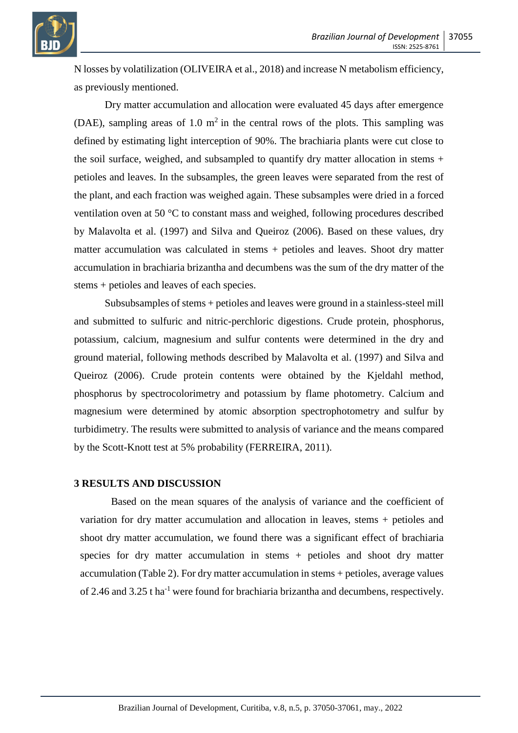N losses by volatilization (OLIVEIRA et al., 2018) and increase N metabolism efficiency, as previously mentioned.

Dry matter accumulation and allocation were evaluated 45 days after emergence (DAE), sampling areas of 1.0 $m^2$ in the central rows of the plots. This sampling was defined by estimating light interception of 90%. The brachiaria plants were cut close to the soil surface, weighed, and subsampled to quantify dry matter allocation in stems + petioles and leaves. In the subsamples, the green leaves were separated from the rest of the plant, and each fraction was weighed again. These subsamples were dried in a forced ventilation oven at 50 °C to constant mass and weighed, following procedures described by Malavolta et al. (1997) and Silva and Queiroz (2006). Based on these values, dry matter accumulation was calculated in stems + petioles and leaves. Shoot dry matter accumulation in brachiaria brizantha and decumbens was the sum of the dry matter of the stems + petioles and leaves of each species.

Subsubsamples of stems + petioles and leaves were ground in a stainless-steel mill and submitted to sulfuric and nitric-perchloric digestions. Crude protein, phosphorus, potassium, calcium, magnesium and sulfur contents were determined in the dry and ground material, following methods described by Malavolta et al. (1997) and Silva and Queiroz (2006). Crude protein contents were obtained by the Kjeldahl method, phosphorus by spectrocolorimetry and potassium by flame photometry. Calcium and magnesium were determined by atomic absorption spectrophotometry and sulfur by turbidimetry. The results were submitted to analysis of variance and the means compared by the Scott-Knott test at 5% probability (FERREIRA, 2011).

## 3 RESULTS AND DISCUSSION

Based on the mean squares of the analysis of variance and the coefficient of variation for dry matter accumulation and allocation in leaves, stems + petioles and shoot dry matter accumulation, we found there was a significant effect of brachiaria species for dry matter accumulation in stems + petioles and shoot dry matter accumulation (Table 2). For dry matter accumulation in stems + petioles, average values of 2.46 and 3.25 t $ha^{-1}$ were found for brachiaria brizantha and decumbens, respectively.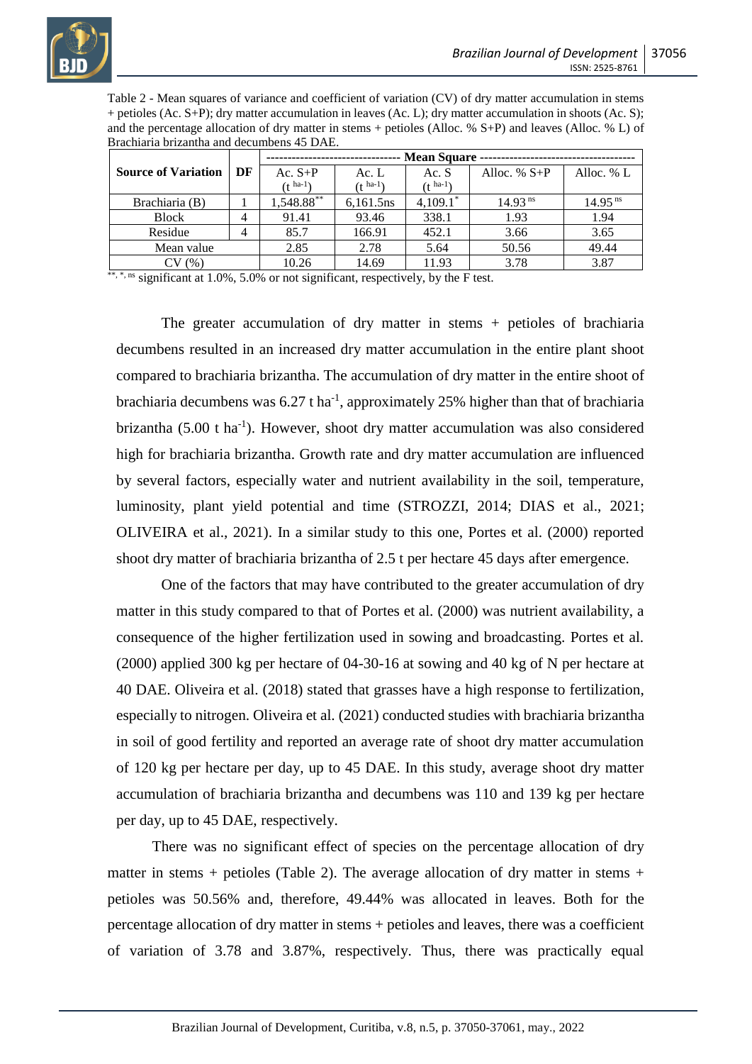Table 2 - Mean squares of variance and coefficient of variation (CV) of dry matter accumulation in stems + petioles (Ac. S+P); dry matter accumulation in leaves (Ac. L); dry matter accumulation in shoots (Ac. S); and the percentage allocation of dry matter in stems + petioles (Alloc. % S+P) and leaves (Alloc. % L) of Brachiaria brizantha and decumbens 45 DAE.

| **Source of Variation** | **DF** | ------------------------------- **Mean Square** ------------------------------------ | | | | |
|---|---|---|---|---|---|---|
| | | Ac. S+P ($t\ ha^{-1}$) | Ac. L ($t\ ha^{-1}$) | Ac. S ($t\ ha^{-1}$) | Alloc. % S+P | Alloc. % L |
| Brachiaria (B) | 1 | 1,548.88** | 6,161.5ns | 4,109.1* | 14.93 ns | 14.95 ns |
| Block | 4 | 91.41 | 93.46 | 338.1 | 1.93 | 1.94 |
| Residue | 4 | 85.7 | 166.91 | 452.1 | 3.66 | 3.65 |
| Mean value | | 2.85 | 2.78 | 5.64 | 50.56 | 49.44 |
| CV (%) | | 10.26 | 14.69 | 11.93 | 3.78 | 3.87 |

**, *, ns significant at 1.0%, 5.0% or not significant, respectively, by the F test.

The greater accumulation of dry matter in stems + petioles of brachiaria decumbens resulted in an increased dry matter accumulation in the entire plant shoot compared to brachiaria brizantha. The accumulation of dry matter in the entire shoot of brachiaria decumbens was 6.27 t ha$^{-1}$, approximately 25% higher than that of brachiaria brizantha (5.00 t ha$^{-1}$). However, shoot dry matter accumulation was also considered high for brachiaria brizantha. Growth rate and dry matter accumulation are influenced by several factors, especially water and nutrient availability in the soil, temperature, luminosity, plant yield potential and time (STROZZI, 2014; DIAS et al., 2021; OLIVEIRA et al., 2021). In a similar study to this one, Portes et al. (2000) reported shoot dry matter of brachiaria brizantha of 2.5 t per hectare 45 days after emergence.

One of the factors that may have contributed to the greater accumulation of dry matter in this study compared to that of Portes et al. (2000) was nutrient availability, a consequence of the higher fertilization used in sowing and broadcasting. Portes et al. (2000) applied 300 kg per hectare of 04-30-16 at sowing and 40 kg of N per hectare at 40 DAE. Oliveira et al. (2018) stated that grasses have a high response to fertilization, especially to nitrogen. Oliveira et al. (2021) conducted studies with brachiaria brizantha in soil of good fertility and reported an average rate of shoot dry matter accumulation of 120 kg per hectare per day, up to 45 DAE. In this study, average shoot dry matter accumulation of brachiaria brizantha and decumbens was 110 and 139 kg per hectare per day, up to 45 DAE, respectively.

There was no significant effect of species on the percentage allocation of dry matter in stems + petioles (Table 2). The average allocation of dry matter in stems + petioles was 50.56% and, therefore, 49.44% was allocated in leaves. Both for the percentage allocation of dry matter in stems + petioles and leaves, there was a coefficient of variation of 3.78 and 3.87%, respectively. Thus, there was practically equal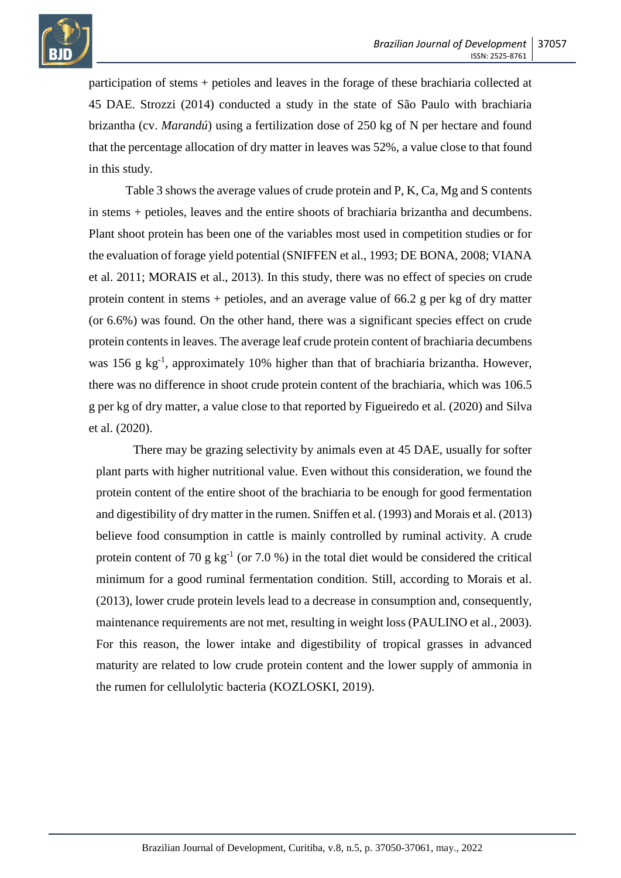participation of stems + petioles and leaves in the forage of these brachiaria collected at 45 DAE. Strozzi (2014) conducted a study in the state of São Paulo with brachiaria brizantha (cv. *Marandú*) using a fertilization dose of 250 kg of N per hectare and found that the percentage allocation of dry matter in leaves was 52%, a value close to that found in this study.

Table 3 shows the average values of crude protein and P, K, Ca, Mg and S contents in stems + petioles, leaves and the entire shoots of brachiaria brizantha and decumbens. Plant shoot protein has been one of the variables most used in competition studies or for the evaluation of forage yield potential (SNIFFEN et al., 1993; DE BONA, 2008; VIANA et al. 2011; MORAIS et al., 2013). In this study, there was no effect of species on crude protein content in stems + petioles, and an average value of 66.2 g per kg of dry matter (or 6.6%) was found. On the other hand, there was a significant species effect on crude protein contents in leaves. The average leaf crude protein content of brachiaria decumbens was 156 g $kg^{-1}$, approximately 10% higher than that of brachiaria brizantha. However, there was no difference in shoot crude protein content of the brachiaria, which was 106.5 g per kg of dry matter, a value close to that reported by Figueiredo et al. (2020) and Silva et al. (2020).

There may be grazing selectivity by animals even at 45 DAE, usually for softer plant parts with higher nutritional value. Even without this consideration, we found the protein content of the entire shoot of the brachiaria to be enough for good fermentation and digestibility of dry matter in the rumen. Sniffen et al. (1993) and Morais et al. (2013) believe food consumption in cattle is mainly controlled by ruminal activity. A crude protein content of 70 g $kg^{-1}$ (or 7.0 %) in the total diet would be considered the critical minimum for a good ruminal fermentation condition. Still, according to Morais et al. (2013), lower crude protein levels lead to a decrease in consumption and, consequently, maintenance requirements are not met, resulting in weight loss (PAULINO et al., 2003). For this reason, the lower intake and digestibility of tropical grasses in advanced maturity are related to low crude protein content and the lower supply of ammonia in the rumen for cellulolytic bacteria (KOZLOSKI, 2019).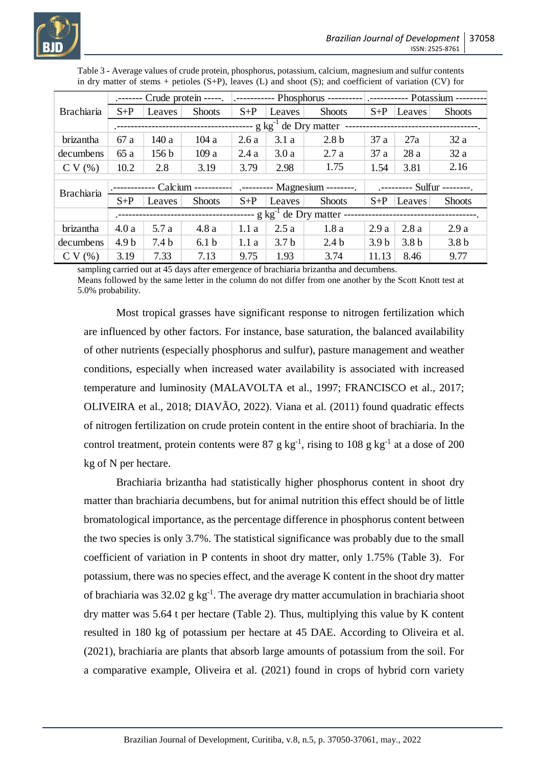Table 3 - Average values of crude protein, phosphorus, potassium, calcium, magnesium and sulfur contents in dry matter of stems + petioles (S+P), leaves (L) and shoot (S); and coefficient of variation (CV) for sampling carried out at 45 days after emergence of brachiaria brizantha and decumbens.

| Brachiaria | Crude protein | | | Phosphorus | | | Potassium | | |
|---|---|---|---|---|---|---|---|---|---|
| | S+P | Leaves | Shoots | S+P | Leaves | Shoots | S+P | Leaves | Shoots |
| | g $kg^{-1}$ de Dry matter | | | | | | | | |
| brizantha | 67 a | 140 a | 104 a | 2.6 a | 3.1 a | 2.8 b | 37 a | 27a | 32 a |
| decumbens | 65 a | 156 b | 109 a | 2.4 a | 3.0 a | 2.7 a | 37 a | 28 a | 32 a |
| C V (%) | 10.2 | 2.8 | 3.19 | 3.79 | 2.98 | 1.75 | 1.54 | 3.81 | 2.16 |
| **Brachiaria** | **Calcium** | | | **Magnesium** | | | **Sulfur** | | |
| | S+P | Leaves | Shoots | S+P | Leaves | Shoots | S+P | Leaves | Shoots |
| | g $kg^{-1}$ de Dry matter | | | | | | | | |
| brizantha | 4.0 a | 5.7 a | 4.8 a | 1.1 a | 2.5 a | 1.8 a | 2.9 a | 2.8 a | 2.9 a |
| decumbens | 4.9 b | 7.4 b | 6.1 b | 1.1 a | 3.7 b | 2.4 b | 3.9 b | 3.8 b | 3.8 b |
| C V (%) | 3.19 | 7.33 | 7.13 | 9.75 | 1.93 | 3.74 | 11.13 | 8.46 | 9.77 |

Means followed by the same letter in the column do not differ from one another by the Scott Knott test at 5.0% probability.

Most tropical grasses have significant response to nitrogen fertilization which are influenced by other factors. For instance, base saturation, the balanced availability of other nutrients (especially phosphorus and sulfur), pasture management and weather conditions, especially when increased water availability is associated with increased temperature and luminosity (MALAVOLTA et al., 1997; FRANCISCO et al., 2017; OLIVEIRA et al., 2018; DIAVÃO, 2022). Viana et al. (2011) found quadratic effects of nitrogen fertilization on crude protein content in the entire shoot of brachiaria. In the control treatment, protein contents were 87 g $kg^{-1}$, rising to 108 g $kg^{-1}$ at a dose of 200 kg of N per hectare.

Brachiaria brizantha had statistically higher phosphorus content in shoot dry matter than brachiaria decumbens, but for animal nutrition this effect should be of little bromatological importance, as the percentage difference in phosphorus content between the two species is only 3.7%. The statistical significance was probably due to the small coefficient of variation in P contents in shoot dry matter, only 1.75% (Table 3). For potassium, there was no species effect, and the average K content in the shoot dry matter of brachiaria was 32.02 g $kg^{-1}$. The average dry matter accumulation in brachiaria shoot dry matter was 5.64 t per hectare (Table 2). Thus, multiplying this value by K content resulted in 180 kg of potassium per hectare at 45 DAE. According to Oliveira et al. (2021), brachiaria are plants that absorb large amounts of potassium from the soil. For a comparative example, Oliveira et al. (2021) found in crops of hybrid corn variety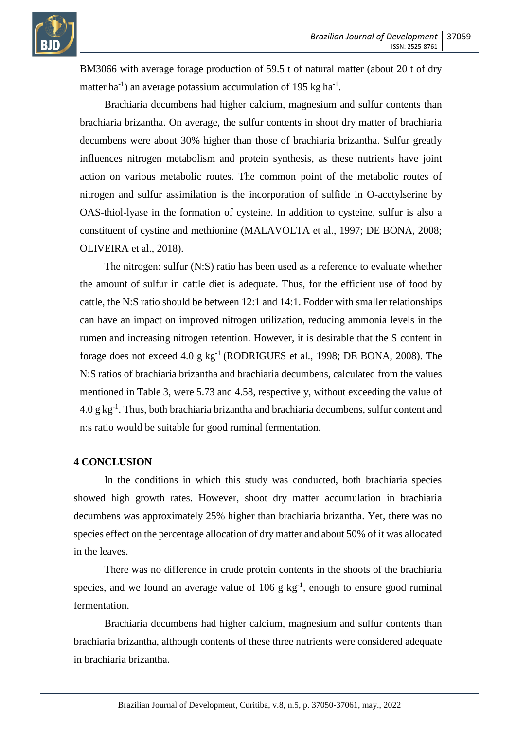BM3066 with average forage production of 59.5 t of natural matter (about 20 t of dry matter ha$^{-1}$) an average potassium accumulation of 195 kg ha$^{-1}$.

Brachiaria decumbens had higher calcium, magnesium and sulfur contents than brachiaria brizantha. On average, the sulfur contents in shoot dry matter of brachiaria decumbens were about 30% higher than those of brachiaria brizantha. Sulfur greatly influences nitrogen metabolism and protein synthesis, as these nutrients have joint action on various metabolic routes. The common point of the metabolic routes of nitrogen and sulfur assimilation is the incorporation of sulfide in O-acetylserine by OAS-thiol-lyase in the formation of cysteine. In addition to cysteine, sulfur is also a constituent of cystine and methionine (MALAVOLTA et al., 1997; DE BONA, 2008; OLIVEIRA et al., 2018).

The nitrogen: sulfur (N:S) ratio has been used as a reference to evaluate whether the amount of sulfur in cattle diet is adequate. Thus, for the efficient use of food by cattle, the N:S ratio should be between 12:1 and 14:1. Fodder with smaller relationships can have an impact on improved nitrogen utilization, reducing ammonia levels in the rumen and increasing nitrogen retention. However, it is desirable that the S content in forage does not exceed 4.0 g kg$^{-1}$ (RODRIGUES et al., 1998; DE BONA, 2008). The N:S ratios of brachiaria brizantha and brachiaria decumbens, calculated from the values mentioned in Table 3, were 5.73 and 4.58, respectively, without exceeding the value of 4.0 g kg$^{-1}$. Thus, both brachiaria brizantha and brachiaria decumbens, sulfur content and n:s ratio would be suitable for good ruminal fermentation.

## 4 CONCLUSION

In the conditions in which this study was conducted, both brachiaria species showed high growth rates. However, shoot dry matter accumulation in brachiaria decumbens was approximately 25% higher than brachiaria brizantha. Yet, there was no species effect on the percentage allocation of dry matter and about 50% of it was allocated in the leaves.

There was no difference in crude protein contents in the shoots of the brachiaria species, and we found an average value of 106 g kg$^{-1}$, enough to ensure good ruminal fermentation.

Brachiaria decumbens had higher calcium, magnesium and sulfur contents than brachiaria brizantha, although contents of these three nutrients were considered adequate in brachiaria brizantha.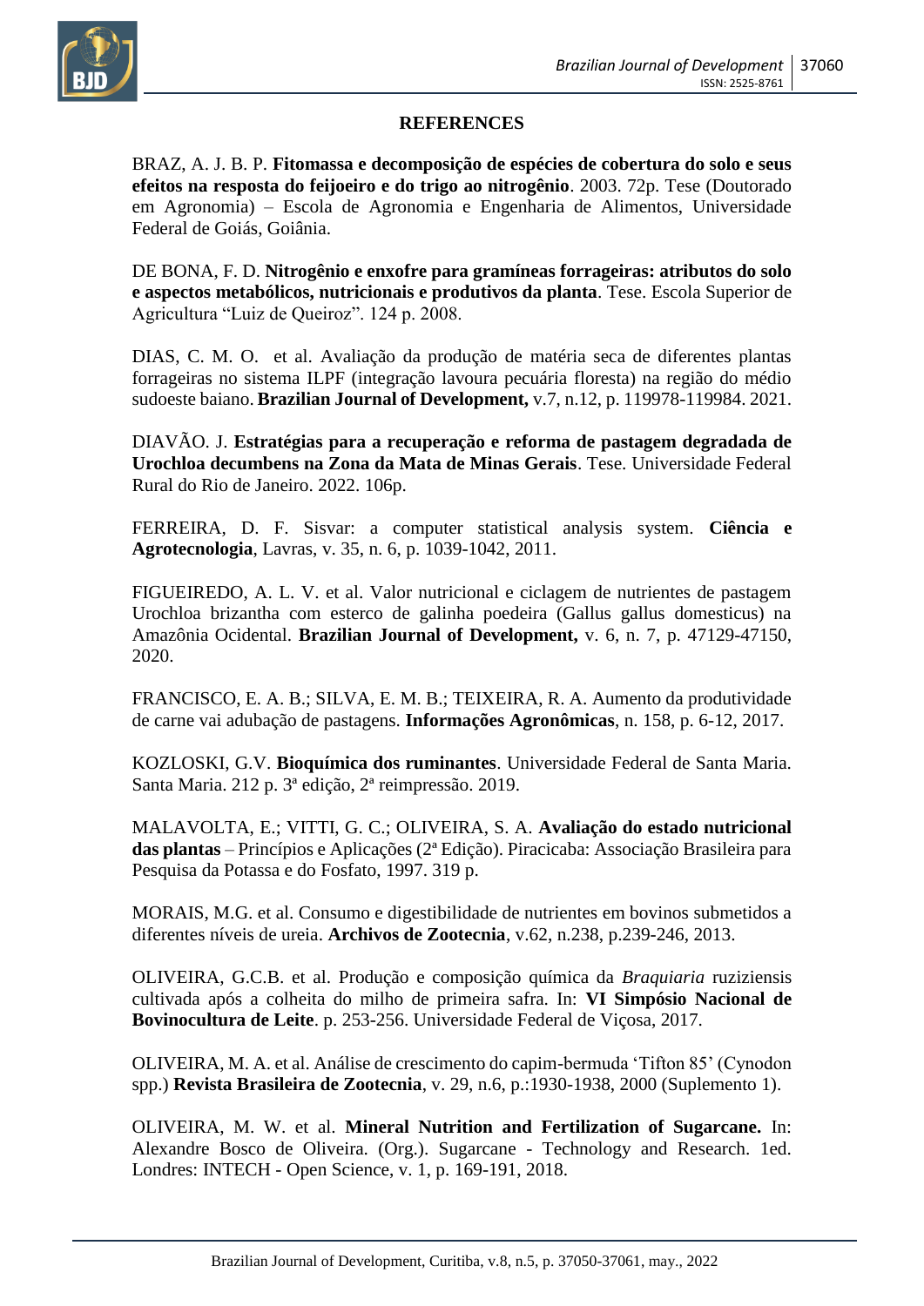## REFERENCES

BRAZ, A. J. B. P. **Fitomassa e decomposição de espécies de cobertura do solo e seus efeitos na resposta do feijoeiro e do trigo ao nitrogênio**. 2003. 72p. Tese (Doutorado em Agronomia) – Escola de Agronomia e Engenharia de Alimentos, Universidade Federal de Goiás, Goiânia.

DE BONA, F. D. **Nitrogênio e enxofre para gramíneas forrageiras: atributos do solo e aspectos metabólicos, nutricionais e produtivos da planta**. Tese. Escola Superior de Agricultura "Luiz de Queiroz". 124 p. 2008.

DIAS, C. M. O. et al. Avaliação da produção de matéria seca de diferentes plantas forrageiras no sistema ILPF (integração lavoura pecuária floresta) na região do médio sudoeste baiano. **Brazilian Journal of Development,** v.7, n.12, p. 119978-119984. 2021.

DIAVÃO. J. **Estratégias para a recuperação e reforma de pastagem degradada de Urochloa decumbens na Zona da Mata de Minas Gerais**. Tese. Universidade Federal Rural do Rio de Janeiro. 2022. 106p.

FERREIRA, D. F. Sisvar: a computer statistical analysis system. **Ciência e Agrotecnologia**, Lavras, v. 35, n. 6, p. 1039-1042, 2011.

FIGUEIREDO, A. L. V. et al. Valor nutricional e ciclagem de nutrientes de pastagem Urochloa brizantha com esterco de galinha poedeira (Gallus gallus domesticus) na Amazônia Ocidental. **Brazilian Journal of Development,** v. 6, n. 7, p. 47129-47150, 2020.

FRANCISCO, E. A. B.; SILVA, E. M. B.; TEIXEIRA, R. A. Aumento da produtividade de carne vai adubação de pastagens. **Informações Agronômicas**, n. 158, p. 6-12, 2017.

KOZLOSKI, G.V. **Bioquímica dos ruminantes**. Universidade Federal de Santa Maria. Santa Maria. 212 p. 3ª edição, 2ª reimpressão. 2019.

MALAVOLTA, E.; VITTI, G. C.; OLIVEIRA, S. A. **Avaliação do estado nutricional das plantas** – Princípios e Aplicações (2ª Edição). Piracicaba: Associação Brasileira para Pesquisa da Potassa e do Fosfato, 1997. 319 p.

MORAIS, M.G. et al. Consumo e digestibilidade de nutrientes em bovinos submetidos a diferentes níveis de ureia. **Archivos de Zootecnia**, v.62, n.238, p.239-246, 2013.

OLIVEIRA, G.C.B. et al. Produção e composição química da *Braquiaria* ruziziensis cultivada após a colheita do milho de primeira safra. In: **VI Simpósio Nacional de Bovinocultura de Leite**. p. 253-256. Universidade Federal de Viçosa, 2017.

OLIVEIRA, M. A. et al. Análise de crescimento do capim-bermuda 'Tifton 85' (Cynodon spp.) **Revista Brasileira de Zootecnia**, v. 29, n.6, p.:1930-1938, 2000 (Suplemento 1).

OLIVEIRA, M. W. et al. **Mineral Nutrition and Fertilization of Sugarcane.** In: Alexandre Bosco de Oliveira. (Org.). Sugarcane - Technology and Research. 1ed. Londres: INTECH - Open Science, v. 1, p. 169-191, 2018.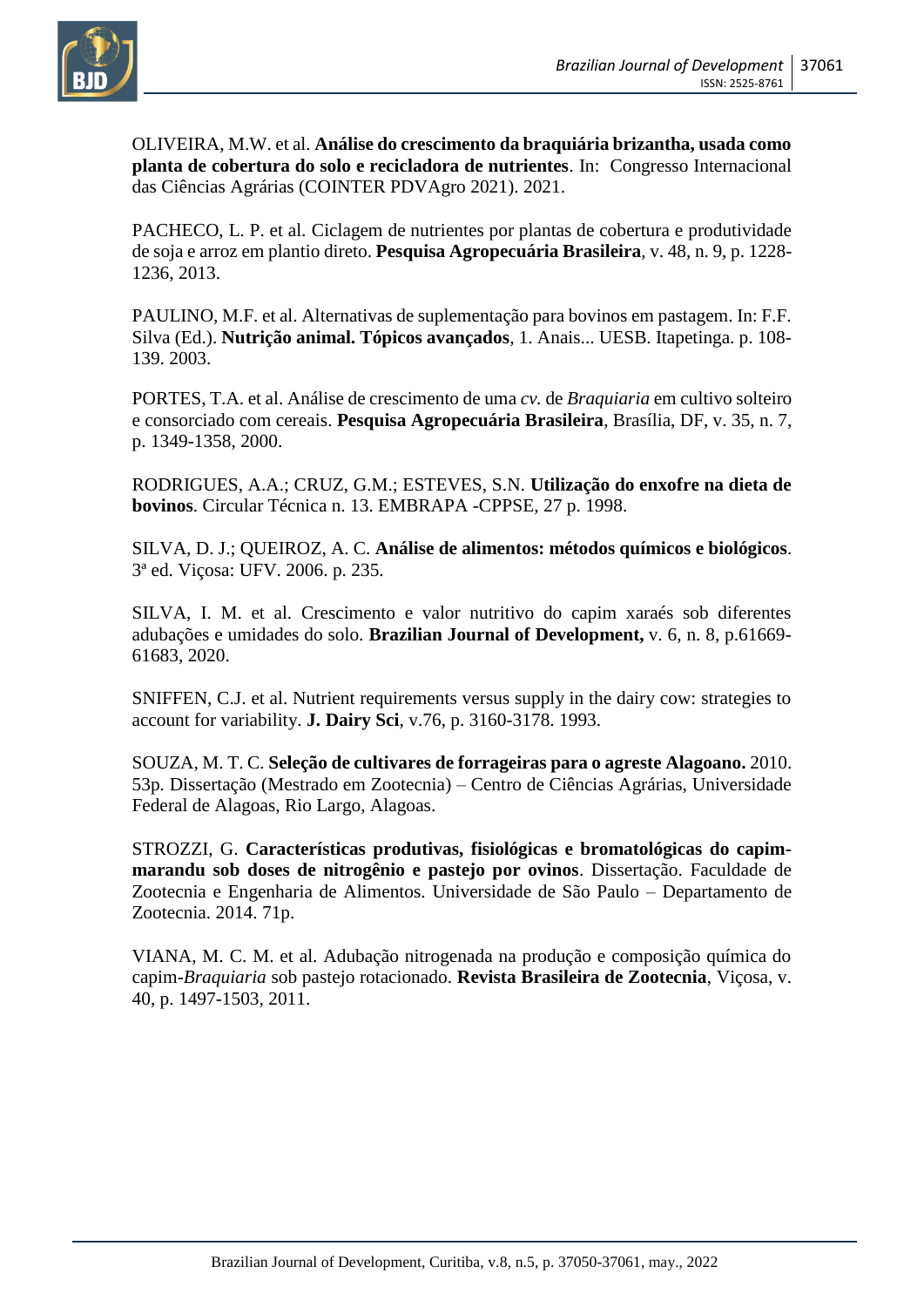OLIVEIRA, M.W. et al. **Análise do crescimento da braquiária brizantha, usada como planta de cobertura do solo e recicladora de nutrientes**. In: Congresso Internacional das Ciências Agrárias (COINTER PDVAgro 2021). 2021.

PACHECO, L. P. et al. Ciclagem de nutrientes por plantas de cobertura e produtividade de soja e arroz em plantio direto. **Pesquisa Agropecuária Brasileira**, v. 48, n. 9, p. 1228-1236, 2013.

PAULINO, M.F. et al. Alternativas de suplementação para bovinos em pastagem. In: F.F. Silva (Ed.). **Nutrição animal. Tópicos avançados**, 1. Anais... UESB. Itapetinga. p. 108-139. 2003.

PORTES, T.A. et al. Análise de crescimento de uma *cv.* de *Braquiaria* em cultivo solteiro e consorciado com cereais. **Pesquisa Agropecuária Brasileira**, Brasília, DF, v. 35, n. 7, p. 1349-1358, 2000.

RODRIGUES, A.A.; CRUZ, G.M.; ESTEVES, S.N. **Utilização do enxofre na dieta de bovinos**. Circular Técnica n. 13. EMBRAPA -CPPSE, 27 p. 1998.

SILVA, D. J.; QUEIROZ, A. C. **Análise de alimentos: métodos químicos e biológicos**. 3ª ed. Viçosa: UFV. 2006. p. 235.

SILVA, I. M. et al. Crescimento e valor nutritivo do capim xaraés sob diferentes adubações e umidades do solo. **Brazilian Journal of Development,** v. 6, n. 8, p.61669-61683, 2020.

SNIFFEN, C.J. et al. Nutrient requirements versus supply in the dairy cow: strategies to account for variability. **J. Dairy Sci**, v.76, p. 3160-3178. 1993.

SOUZA, M. T. C. **Seleção de cultivares de forrageiras para o agreste Alagoano.** 2010. 53p. Dissertação (Mestrado em Zootecnia) – Centro de Ciências Agrárias, Universidade Federal de Alagoas, Rio Largo, Alagoas.

STROZZI, G. **Características produtivas, fisiológicas e bromatológicas do capim-marandu sob doses de nitrogênio e pastejo por ovinos**. Dissertação. Faculdade de Zootecnia e Engenharia de Alimentos. Universidade de São Paulo – Departamento de Zootecnia. 2014. 71p.

VIANA, M. C. M. et al. Adubação nitrogenada na produção e composição química do capim-*Braquiaria* sob pastejo rotacionado. **Revista Brasileira de Zootecnia**, Viçosa, v. 40, p. 1497-1503, 2011.